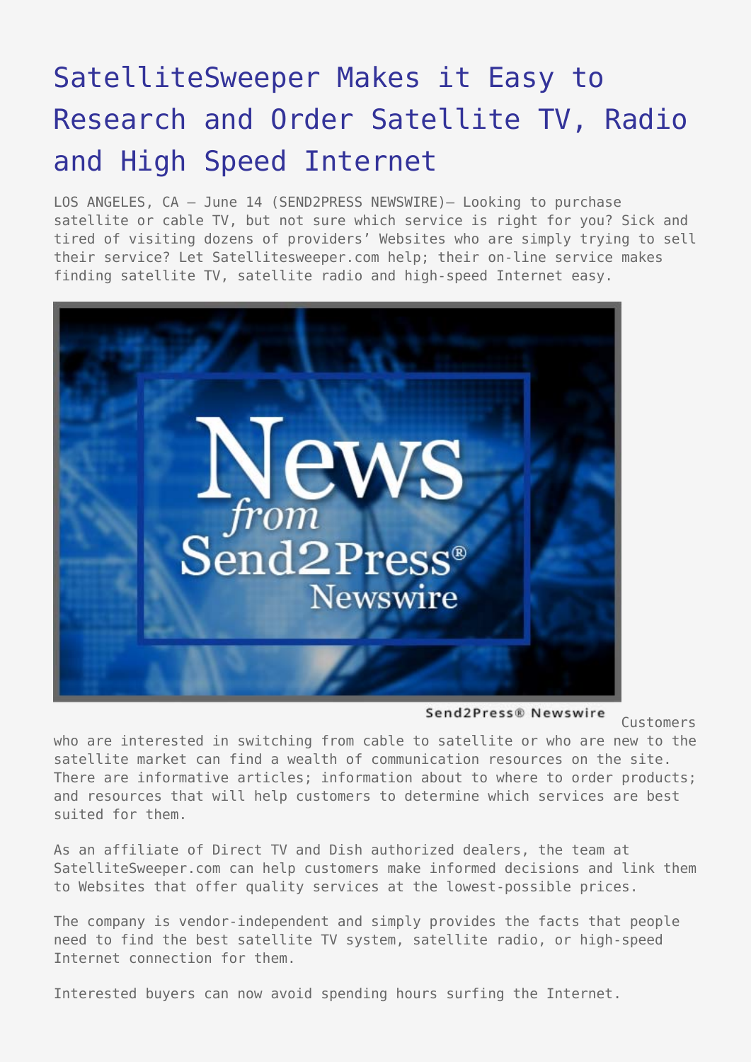# SatelliteSweeper Makes it Easy to Research and Order Satellite TV, Radio and High Speed Internet

LOS ANGELES, CA – June 14 (SEND2PRESS NEWSWIRE)– Looking to purchase satellite or cable TV, but not sure which service is right for you? Sick and tired of visiting dozens of providers' Websites who are simply trying to sell their service? Let Satellitesweeper.com help; their on-line service makes finding satellite TV, satellite radio and high-speed Internet easy.

Customers who are interested in switching from cable to satellite or who are new to the satellite market can find a wealth of communication resources on the site. There are informative articles; information about to where to order products; and resources that will help customers to determine which services are best suited for them.

As an affiliate of Direct TV and Dish authorized dealers, the team at SatelliteSweeper.com can help customers make informed decisions and link them to Websites that offer quality services at the lowest-possible prices.

The company is vendor-independent and simply provides the facts that people need to find the best satellite TV system, satellite radio, or high-speed Internet connection for them.

Interested buyers can now avoid spending hours surfing the Internet.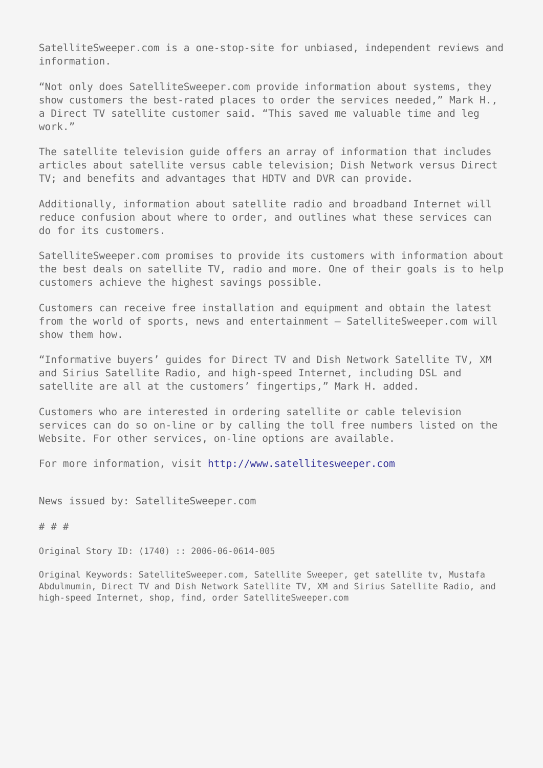SatelliteSweeper.com is a one-stop-site for unbiased, independent reviews and information.

“Not only does SatelliteSweeper.com provide information about systems, they show customers the best-rated places to order the services needed,” Mark H., a Direct TV satellite customer said. “This saved me valuable time and leg work.”

The satellite television guide offers an array of information that includes articles about satellite versus cable television; Dish Network versus Direct TV; and benefits and advantages that HDTV and DVR can provide.

Additionally, information about satellite radio and broadband Internet will reduce confusion about where to order, and outlines what these services can do for its customers.

SatelliteSweeper.com promises to provide its customers with information about the best deals on satellite TV, radio and more. One of their goals is to help customers achieve the highest savings possible.

Customers can receive free installation and equipment and obtain the latest from the world of sports, news and entertainment – SatelliteSweeper.com will show them how.

“Informative buyers’ guides for Direct TV and Dish Network Satellite TV, XM and Sirius Satellite Radio, and high-speed Internet, including DSL and satellite are all at the customers’ fingertips,” Mark H. added.

Customers who are interested in ordering satellite or cable television services can do so on-line or by calling the toll free numbers listed on the Website. For other services, on-line options are available.

For more information, visit http://www.satellitesweeper.com

News issued by: SatelliteSweeper.com

# # #

Original Story ID: (1740) :: 2006-06-0614-005

Original Keywords: SatelliteSweeper.com, Satellite Sweeper, get satellite tv, Mustafa Abdulmumin, Direct TV and Dish Network Satellite TV, XM and Sirius Satellite Radio, and high-speed Internet, shop, find, order SatelliteSweeper.com